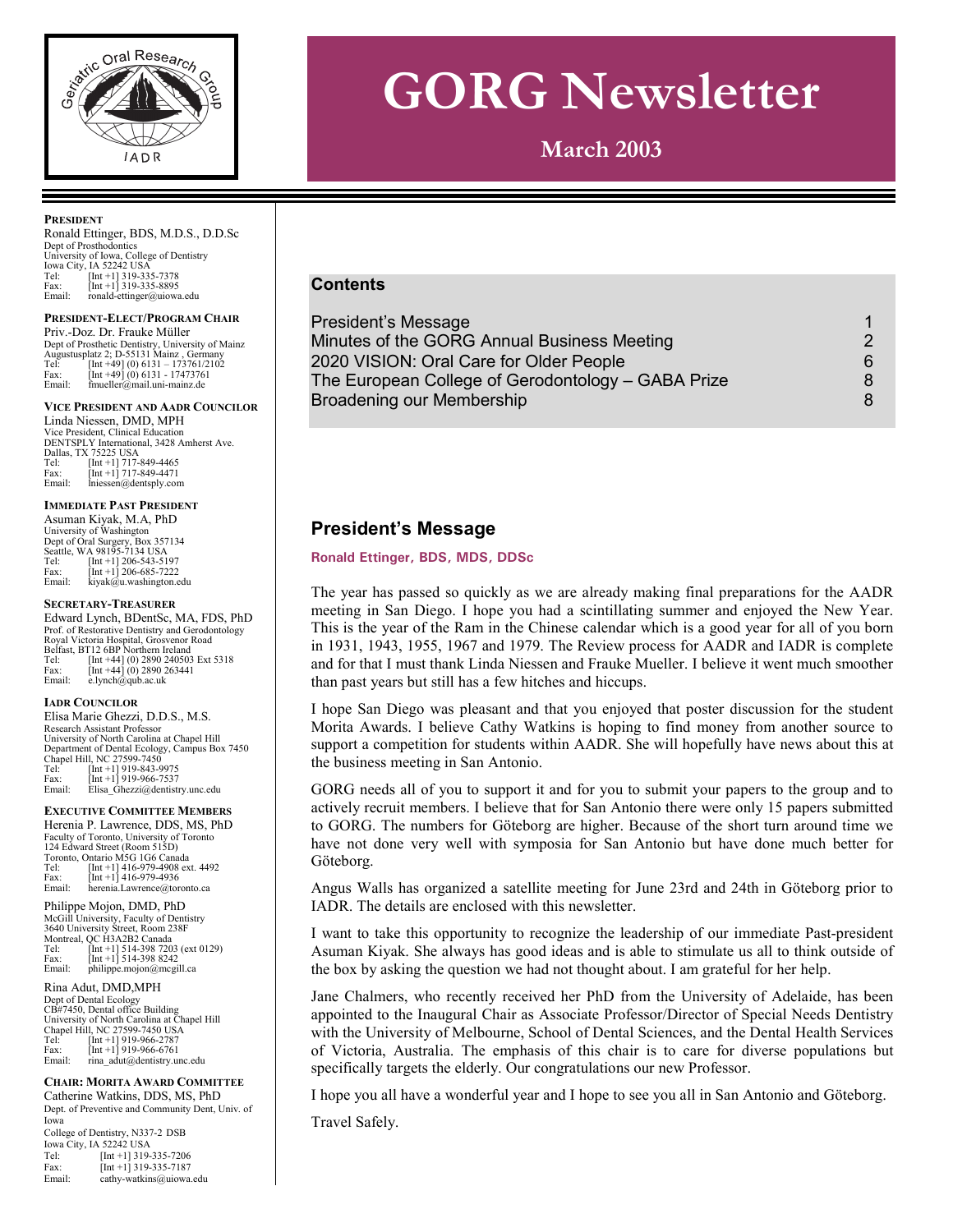# GORG Newsletter

**March 2003**

**PRESIDENT**

Ronald Ettinger, BDS, M.D.S., D.D.Sc
Dept of Prosthodontics
University of Iowa, College of Dentistry
Iowa City, IA 52242 USA
Tel: [Int +1] 319-335-7378
Fax: [Int +1] 319-335-8895
Email: ronald-ettinger@uiowa.edu

**PRESIDENT-ELECT/PROGRAM CHAIR**

Priv.-Doz. Dr. Frauke Müller
Dept of Prosthetic Dentistry, University of Mainz
Augustusplatz 2; D-55131 Mainz , Germany
Tel: [Int +49] (0) 6131 – 173761/2102
Fax: [Int +49] (0) 6131 - 17473761
Email: fmueller@mail.uni-mainz.de

**VICE PRESIDENT AND AADR COUNCILOR**

Linda Niessen, DMD, MPH
Vice President, Clinical Education
DENTSPLY International, 3428 Amherst Ave.
Dallas, TX 75225 USA
Tel: [Int +1] 717-849-4465
Fax: [Int +1] 717-849-4471
Email: lniessen@dentsply.com

**IMMEDIATE PAST PRESIDENT**

Asuman Kiyak, M.A, PhD
University of Washington
Dept of Oral Surgery, Box 357134
Seattle, WA 98195-7134 USA
Tel: [Int +1] 206-543-5197
Fax: [Int +1] 206-685-7222
Email: kiyak@u.washington.edu

**SECRETARY-TREASURER**

Edward Lynch, BDentSc, MA, FDS, PhD
Prof. of Restorative Dentistry and Gerodontology
Royal Victoria Hospital, Grosvenor Road
Belfast, BT12 6BP Northern Ireland
Tel: [Int +44] (0) 2890 240503 Ext 5318
Fax: [Int +44] (0) 2890 263441
Email: e.lynch@qub.ac.uk

**IADR COUNCILOR**

Elisa Marie Ghezzi, D.D.S., M.S.
Research Assistant Professor
University of North Carolina at Chapel Hill
Department of Dental Ecology, Campus Box 7450
Chapel Hill, NC 27599-7450
Tel: [Int +1] 919-843-9975
Fax: [Int +1] 919-966-7537
Email: Elisa_Ghezzi@dentistry.unc.edu

**EXECUTIVE COMMITTEE MEMBERS**

Herenia P. Lawrence, DDS, MS, PhD
Faculty of Toronto, University of Toronto
124 Edward Street (Room 515D)
Toronto, Ontario M5G 1G6 Canada
Tel: [Int +1] 416-979-4908 ext. 4492
Fax: [Int +1] 416-979-4936
Email: herenia.Lawrence@toronto.ca

Philippe Mojon, DMD, PhD
McGill University, Faculty of Dentistry
3640 University Street, Room 238F
Montreal, QC H3A2B2 Canada
Tel: [Int +1] 514-398 7203 (ext 0129)
Fax: [Int +1] 514-398 8242
Email: philippe.mojon@mcgill.ca

Rina Adut, DMD,MPH
Dept of Dental Ecology
CB#7450, Dental office Building
University of North Carolina at Chapel Hill
Chapel Hill, NC 27599-7450 USA
Tel: [Int +1] 919-966-2787
Fax: [Int +1] 919-966-6761
Email: rina_adut@dentistry.unc.edu

**CHAIR: MORITA AWARD COMMITTEE**

Catherine Watkins, DDS, MS, PhD
Dept. of Preventive and Community Dent, Univ. of Iowa
College of Dentistry, N337-2 DSB
Iowa City, IA 52242 USA
Tel: [Int +1] 319-335-7206
Fax: [Int +1] 319-335-7187
Email: cathy-watkins@uiowa.edu

## Contents

| | |
|---|---|
| President's Message | 1 |
| Minutes of the GORG Annual Business Meeting | 2 |
| 2020 VISION: Oral Care for Older People | 6 |
| The European College of Gerodontology – GABA Prize | 8 |
| Broadening our Membership | 8 |

## President's Message

**Ronald Ettinger, BDS, MDS, DDSc**

The year has passed so quickly as we are already making final preparations for the AADR meeting in San Diego. I hope you had a scintillating summer and enjoyed the New Year. This is the year of the Ram in the Chinese calendar which is a good year for all of you born in 1931, 1943, 1955, 1967 and 1979. The Review process for AADR and IADR is complete and for that I must thank Linda Niessen and Frauke Mueller. I believe it went much smoother than past years but still has a few hitches and hiccups.

I hope San Diego was pleasant and that you enjoyed that poster discussion for the student Morita Awards. I believe Cathy Watkins is hoping to find money from another source to support a competition for students within AADR. She will hopefully have news about this at the business meeting in San Antonio.

GORG needs all of you to support it and for you to submit your papers to the group and to actively recruit members. I believe that for San Antonio there were only 15 papers submitted to GORG. The numbers for Göteborg are higher. Because of the short turn around time we have not done very well with symposia for San Antonio but have done much better for Göteborg.

Angus Walls has organized a satellite meeting for June 23rd and 24th in Göteborg prior to IADR. The details are enclosed with this newsletter.

I want to take this opportunity to recognize the leadership of our immediate Past-president Asuman Kiyak. She always has good ideas and is able to stimulate us all to think outside of the box by asking the question we had not thought about. I am grateful for her help.

Jane Chalmers, who recently received her PhD from the University of Adelaide, has been appointed to the Inaugural Chair as Associate Professor/Director of Special Needs Dentistry with the University of Melbourne, School of Dental Sciences, and the Dental Health Services of Victoria, Australia. The emphasis of this chair is to care for diverse populations but specifically targets the elderly. Our congratulations our new Professor.

I hope you all have a wonderful year and I hope to see you all in San Antonio and Göteborg.

Travel Safely.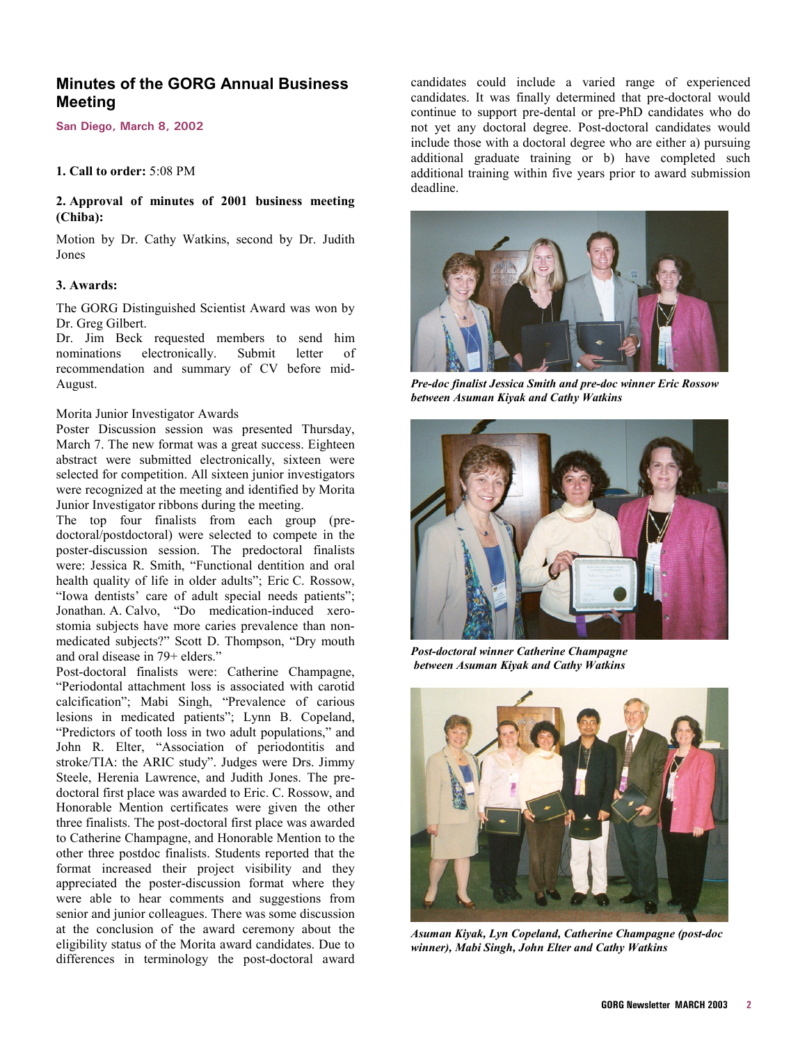## Minutes of the GORG Annual Business Meeting

**San Diego, March 8, 2002**

**1. Call to order:** 5:08 PM

**2. Approval of minutes of 2001 business meeting (Chiba):**

Motion by Dr. Cathy Watkins, second by Dr. Judith Jones

**3. Awards:**

The GORG Distinguished Scientist Award was won by Dr. Greg Gilbert.
Dr. Jim Beck requested members to send him nominations electronically. Submit letter of recommendation and summary of CV before mid-August.

Morita Junior Investigator Awards
Poster Discussion session was presented Thursday, March 7. The new format was a great success. Eighteen abstract were submitted electronically, sixteen were selected for competition. All sixteen junior investigators were recognized at the meeting and identified by Morita Junior Investigator ribbons during the meeting.
The top four finalists from each group (pre-doctoral/postdoctoral) were selected to compete in the poster-discussion session. The predoctoral finalists were: Jessica R. Smith, "Functional dentition and oral health quality of life in older adults"; Eric C. Rossow, "Iowa dentists' care of adult special needs patients"; Jonathan. A. Calvo, "Do medication-induced xero-stomia subjects have more caries prevalence than non-medicated subjects?" Scott D. Thompson, "Dry mouth and oral disease in 79+ elders."
Post-doctoral finalists were: Catherine Champagne, "Periodontal attachment loss is associated with carotid calcification"; Mabi Singh, "Prevalence of carious lesions in medicated patients"; Lynn B. Copeland, "Predictors of tooth loss in two adult populations," and John R. Elter, "Association of periodontitis and stroke/TIA: the ARIC study". Judges were Drs. Jimmy Steele, Herenia Lawrence, and Judith Jones. The pre-doctoral first place was awarded to Eric. C. Rossow, and Honorable Mention certificates were given the other three finalists. The post-doctoral first place was awarded to Catherine Champagne, and Honorable Mention to the other three postdoc finalists. Students reported that the format increased their project visibility and they appreciated the poster-discussion format where they were able to hear comments and suggestions from senior and junior colleagues. There was some discussion at the conclusion of the award ceremony about the eligibility status of the Morita award candidates. Due to differences in terminology the post-doctoral award candidates could include a varied range of experienced candidates. It was finally determined that pre-doctoral would continue to support pre-dental or pre-PhD candidates who do not yet any doctoral degree. Post-doctoral candidates would include those with a doctoral degree who are either a) pursuing additional graduate training or b) have completed such additional training within five years prior to award submission deadline.

*Pre-doc finalist Jessica Smith and pre-doc winner Eric Rossow between Asuman Kiyak and Cathy Watkins*

*Post-doctoral winner Catherine Champagne between Asuman Kiyak and Cathy Watkins*

*Asuman Kiyak, Lyn Copeland, Catherine Champagne (post-doc winner), Mabi Singh, John Elter and Cathy Watkins*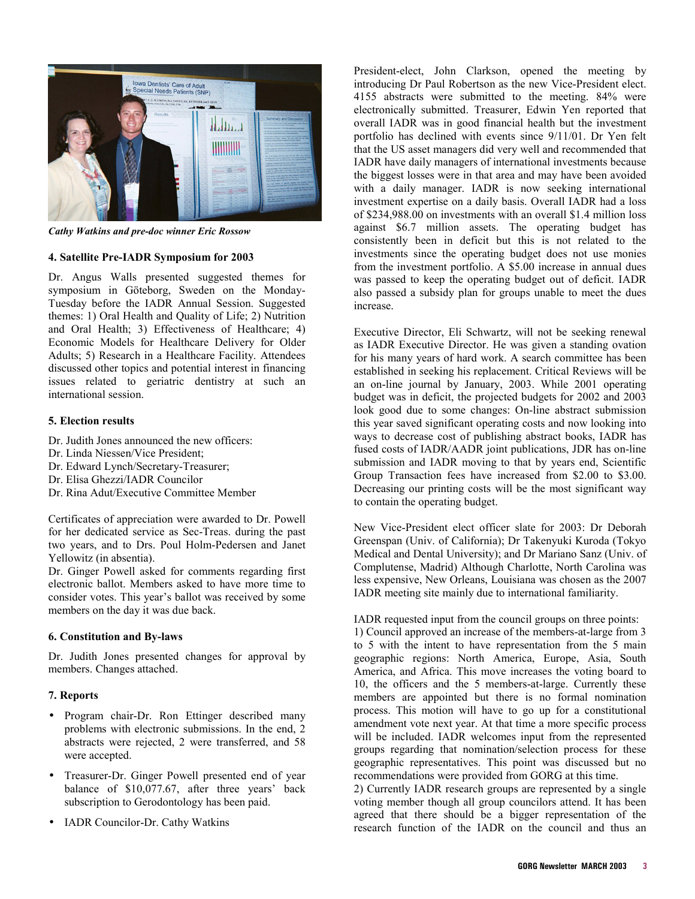*Cathy Watkins and pre-doc winner Eric Rossow*

### 4. Satellite Pre-IADR Symposium for 2003

Dr. Angus Walls presented suggested themes for symposium in Göteborg, Sweden on the Monday-Tuesday before the IADR Annual Session. Suggested themes: 1) Oral Health and Quality of Life; 2) Nutrition and Oral Health; 3) Effectiveness of Healthcare; 4) Economic Models for Healthcare Delivery for Older Adults; 5) Research in a Healthcare Facility. Attendees discussed other topics and potential interest in financing issues related to geriatric dentistry at such an international session.

### 5. Election results

Dr. Judith Jones announced the new officers:
Dr. Linda Niessen/Vice President;
Dr. Edward Lynch/Secretary-Treasurer;
Dr. Elisa Ghezzi/IADR Councilor
Dr. Rina Adut/Executive Committee Member

Certificates of appreciation were awarded to Dr. Powell for her dedicated service as Sec-Treas. during the past two years, and to Drs. Poul Holm-Pedersen and Janet Yellowitz (in absentia).
Dr. Ginger Powell asked for comments regarding first electronic ballot. Members asked to have more time to consider votes. This year's ballot was received by some members on the day it was due back.

### 6. Constitution and By-laws

Dr. Judith Jones presented changes for approval by members. Changes attached.

### 7. Reports

- Program chair-Dr. Ron Ettinger described many problems with electronic submissions. In the end, 2 abstracts were rejected, 2 were transferred, and 58 were accepted.
- Treasurer-Dr. Ginger Powell presented end of year balance of $10,077.67, after three years' back subscription to Gerodontology has been paid.
- IADR Councilor-Dr. Cathy Watkins

President-elect, John Clarkson, opened the meeting by introducing Dr Paul Robertson as the new Vice-President elect. 4155 abstracts were submitted to the meeting. 84% were electronically submitted. Treasurer, Edwin Yen reported that overall IADR was in good financial health but the investment portfolio has declined with events since 9/11/01. Dr Yen felt that the US asset managers did very well and recommended that IADR have daily managers of international investments because the biggest losses were in that area and may have been avoided with a daily manager. IADR is now seeking international investment expertise on a daily basis. Overall IADR had a loss of $234,988.00 on investments with an overall $1.4 million loss against $6.7 million assets. The operating budget has consistently been in deficit but this is not related to the investments since the operating budget does not use monies from the investment portfolio. A $5.00 increase in annual dues was passed to keep the operating budget out of deficit. IADR also passed a subsidy plan for groups unable to meet the dues increase.

Executive Director, Eli Schwartz, will not be seeking renewal as IADR Executive Director. He was given a standing ovation for his many years of hard work. A search committee has been established in seeking his replacement. Critical Reviews will be an on-line journal by January, 2003. While 2001 operating budget was in deficit, the projected budgets for 2002 and 2003 look good due to some changes: On-line abstract submission this year saved significant operating costs and now looking into ways to decrease cost of publishing abstract books, IADR has fused costs of IADR/AADR joint publications, JDR has on-line submission and IADR moving to that by years end, Scientific Group Transaction fees have increased from $2.00 to $3.00. Decreasing our printing costs will be the most significant way to contain the operating budget.

New Vice-President elect officer slate for 2003: Dr Deborah Greenspan (Univ. of California); Dr Takenyuki Kuroda (Tokyo Medical and Dental University); and Dr Mariano Sanz (Univ. of Complutense, Madrid) Although Charlotte, North Carolina was less expensive, New Orleans, Louisiana was chosen as the 2007 IADR meeting site mainly due to international familiarity.

IADR requested input from the council groups on three points:
1) Council approved an increase of the members-at-large from 3 to 5 with the intent to have representation from the 5 main geographic regions: North America, Europe, Asia, South America, and Africa. This move increases the voting board to 10, the officers and the 5 members-at-large. Currently these members are appointed but there is no formal nomination process. This motion will have to go up for a constitutional amendment vote next year. At that time a more specific process will be included. IADR welcomes input from the represented groups regarding that nomination/selection process for these geographic representatives. This point was discussed but no recommendations were provided from GORG at this time.
2) Currently IADR research groups are represented by a single voting member though all group councilors attend. It has been agreed that there should be a bigger representation of the research function of the IADR on the council and thus an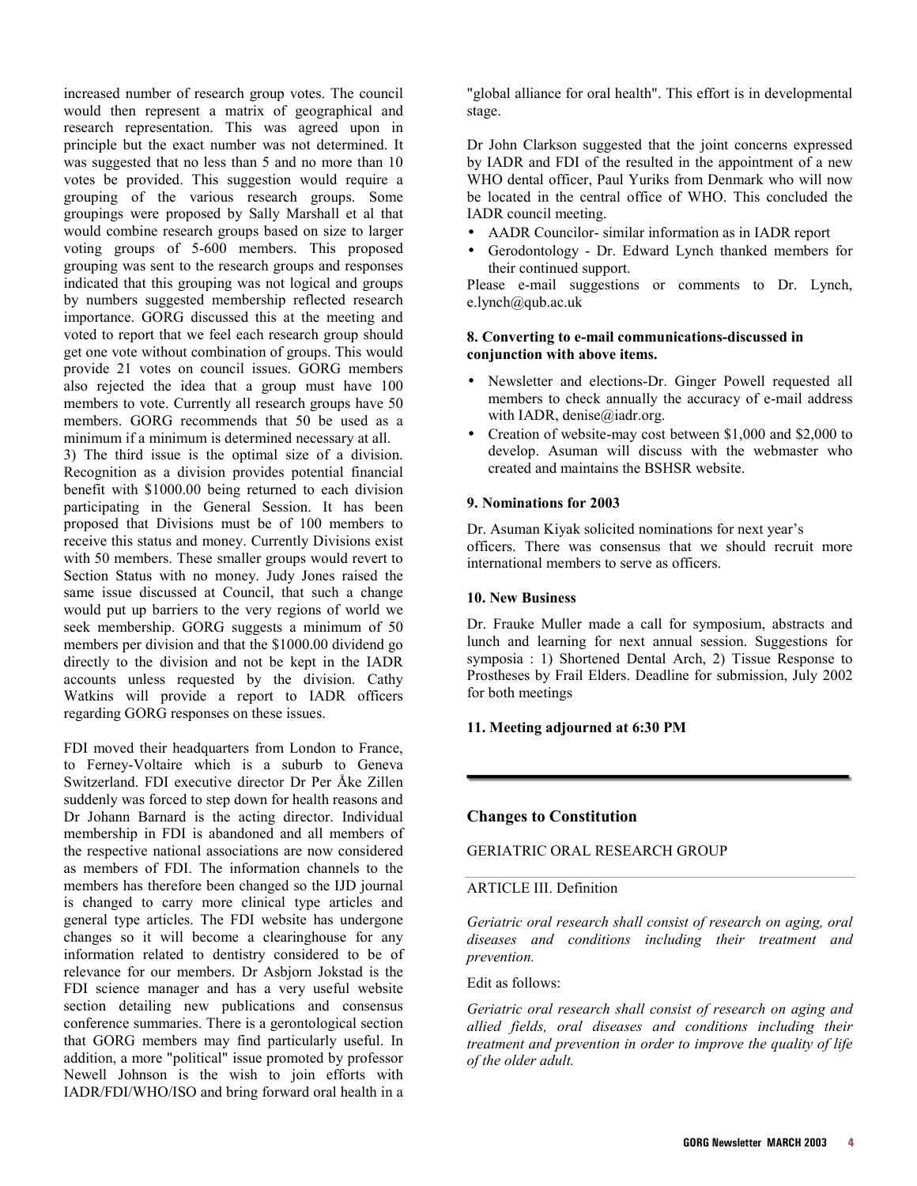increased number of research group votes. The council would then represent a matrix of geographical and research representation. This was agreed upon in principle but the exact number was not determined. It was suggested that no less than 5 and no more than 10 votes be provided. This suggestion would require a grouping of the various research groups. Some groupings were proposed by Sally Marshall et al that would combine research groups based on size to larger voting groups of 5-600 members. This proposed grouping was sent to the research groups and responses indicated that this grouping was not logical and groups by numbers suggested membership reflected research importance. GORG discussed this at the meeting and voted to report that we feel each research group should get one vote without combination of groups. This would provide 21 votes on council issues. GORG members also rejected the idea that a group must have 100 members to vote. Currently all research groups have 50 members. GORG recommends that 50 be used as a minimum if a minimum is determined necessary at all.

3) The third issue is the optimal size of a division. Recognition as a division provides potential financial benefit with $1000.00 being returned to each division participating in the General Session. It has been proposed that Divisions must be of 100 members to receive this status and money. Currently Divisions exist with 50 members. These smaller groups would revert to Section Status with no money. Judy Jones raised the same issue discussed at Council, that such a change would put up barriers to the very regions of world we seek membership. GORG suggests a minimum of 50 members per division and that the $1000.00 dividend go directly to the division and not be kept in the IADR accounts unless requested by the division. Cathy Watkins will provide a report to IADR officers regarding GORG responses on these issues.

FDI moved their headquarters from London to France, to Ferney-Voltaire which is a suburb to Geneva Switzerland. FDI executive director Dr Per Åke Zillen suddenly was forced to step down for health reasons and Dr Johann Barnard is the acting director. Individual membership in FDI is abandoned and all members of the respective national associations are now considered as members of FDI. The information channels to the members has therefore been changed so the IJD journal is changed to carry more clinical type articles and general type articles. The FDI website has undergone changes so it will become a clearinghouse for any information related to dentistry considered to be of relevance for our members. Dr Asbjorn Jokstad is the FDI science manager and has a very useful website section detailing new publications and consensus conference summaries. There is a gerontological section that GORG members may find particularly useful. In addition, a more "political" issue promoted by professor Newell Johnson is the wish to join efforts with IADR/FDI/WHO/ISO and bring forward oral health in a "global alliance for oral health". This effort is in developmental stage.

Dr John Clarkson suggested that the joint concerns expressed by IADR and FDI of the resulted in the appointment of a new WHO dental officer, Paul Yuriks from Denmark who will now be located in the central office of WHO. This concluded the IADR council meeting.

- AADR Councilor- similar information as in IADR report
- Gerodontology - Dr. Edward Lynch thanked members for their continued support.

Please e-mail suggestions or comments to Dr. Lynch, e.lynch@qub.ac.uk

**8. Converting to e-mail communications-discussed in conjunction with above items.**

- Newsletter and elections-Dr. Ginger Powell requested all members to check annually the accuracy of e-mail address with IADR, denise@iadr.org.
- Creation of website-may cost between $1,000 and $2,000 to develop. Asuman will discuss with the webmaster who created and maintains the BSHSR website.

**9. Nominations for 2003**

Dr. Asuman Kiyak solicited nominations for next year's officers. There was consensus that we should recruit more international members to serve as officers.

**10. New Business**

Dr. Frauke Muller made a call for symposium, abstracts and lunch and learning for next annual session. Suggestions for symposia : 1) Shortened Dental Arch, 2) Tissue Response to Prostheses by Frail Elders. Deadline for submission, July 2002 for both meetings

**11. Meeting adjourned at 6:30 PM**

---

## Changes to Constitution

GERIATRIC ORAL RESEARCH GROUP

ARTICLE III. Definition

*Geriatric oral research shall consist of research on aging, oral diseases and conditions including their treatment and prevention.*

Edit as follows:

*Geriatric oral research shall consist of research on aging and allied fields, oral diseases and conditions including their treatment and prevention in order to improve the quality of life of the older adult.*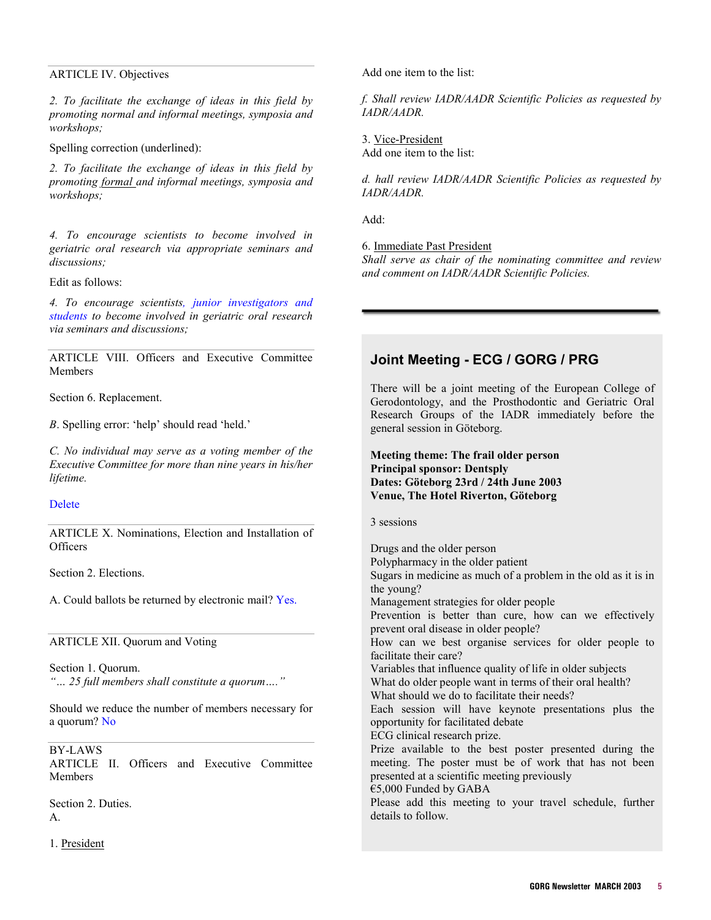ARTICLE IV. Objectives

*2. To facilitate the exchange of ideas in this field by promoting normal and informal meetings, symposia and workshops;*

Spelling correction (underlined):

*2. To facilitate the exchange of ideas in this field by promoting <u>formal</u> and informal meetings, symposia and workshops;*

*4. To encourage scientists to become involved in geriatric oral research via appropriate seminars and discussions;*

Edit as follows:

*4. To encourage scientists, junior investigators and students to become involved in geriatric oral research via seminars and discussions;*

---

ARTICLE VIII. Officers and Executive Committee Members

Section 6. Replacement.

*B*. Spelling error: 'help' should read 'held.'

*C. No individual may serve as a voting member of the Executive Committee for more than nine years in his/her lifetime.*

Delete

---

ARTICLE X. Nominations, Election and Installation of Officers

Section 2. Elections.

A. Could ballots be returned by electronic mail? Yes.

---

ARTICLE XII. Quorum and Voting

Section 1. Quorum.
*"… 25 full members shall constitute a quorum…."*

Should we reduce the number of members necessary for a quorum? No

---

BY-LAWS
ARTICLE II. Officers and Executive Committee Members

Section 2. Duties.
A.

1. <u>President</u>

Add one item to the list:

*f. Shall review IADR/AADR Scientific Policies as requested by IADR/AADR.*

3. <u>Vice-President</u>
Add one item to the list:

*d. hall review IADR/AADR Scientific Policies as requested by IADR/AADR.*

Add:

6. <u>Immediate Past President</u>
*Shall serve as chair of the nominating committee and review and comment on IADR/AADR Scientific Policies.*

---

## Joint Meeting - ECG / GORG / PRG

There will be a joint meeting of the European College of Gerodontology, and the Prosthodontic and Geriatric Oral Research Groups of the IADR immediately before the general session in Göteborg.

**Meeting theme: The frail older person**
**Principal sponsor: Dentsply**
**Dates: Göteborg 23rd / 24th June 2003**
**Venue, The Hotel Riverton, Göteborg**

3 sessions

Drugs and the older person
Polypharmacy in the older patient
Sugars in medicine as much of a problem in the old as it is in the young?
Management strategies for older people
Prevention is better than cure, how can we effectively prevent oral disease in older people?
How can we best organise services for older people to facilitate their care?
Variables that influence quality of life in older subjects
What do older people want in terms of their oral health?
What should we do to facilitate their needs?
Each session will have keynote presentations plus the opportunity for facilitated debate
ECG clinical research prize.
Prize available to the best poster presented during the meeting. The poster must be of work that has not been presented at a scientific meeting previously
€5,000 Funded by GABA
Please add this meeting to your travel schedule, further details to follow.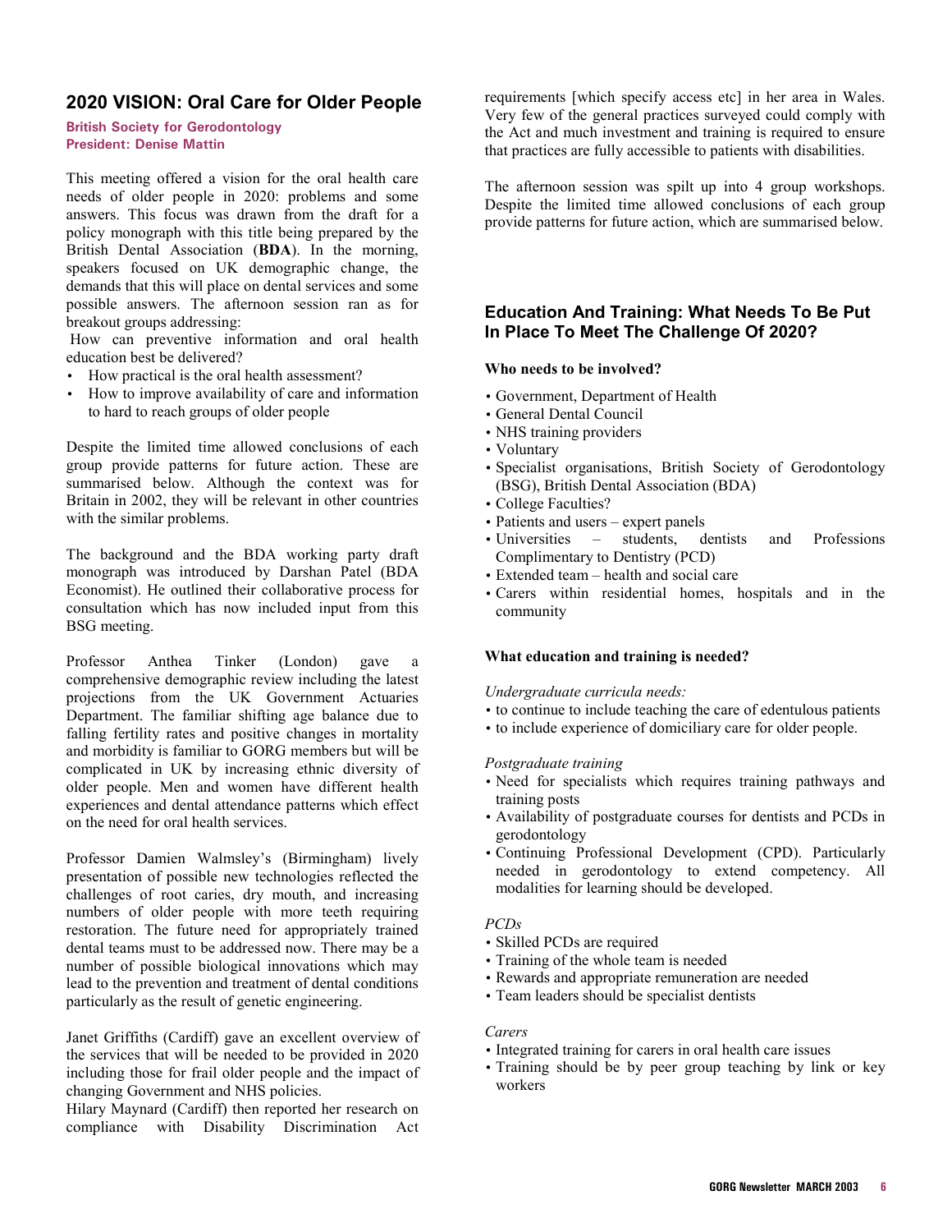## 2020 VISION: Oral Care for Older People

**British Society for Gerodontology**
**President: Denise Mattin**

This meeting offered a vision for the oral health care needs of older people in 2020: problems and some answers. This focus was drawn from the draft for a policy monograph with this title being prepared by the British Dental Association (**BDA**). In the morning, speakers focused on UK demographic change, the demands that this will place on dental services and some possible answers. The afternoon session ran as for breakout groups addressing:

How can preventive information and oral health education best be delivered?

- How practical is the oral health assessment?
- How to improve availability of care and information to hard to reach groups of older people

Despite the limited time allowed conclusions of each group provide patterns for future action. These are summarised below. Although the context was for Britain in 2002, they will be relevant in other countries with the similar problems.

The background and the BDA working party draft monograph was introduced by Darshan Patel (BDA Economist). He outlined their collaborative process for consultation which has now included input from this BSG meeting.

Professor Anthea Tinker (London) gave a comprehensive demographic review including the latest projections from the UK Government Actuaries Department. The familiar shifting age balance due to falling fertility rates and positive changes in mortality and morbidity is familiar to GORG members but will be complicated in UK by increasing ethnic diversity of older people. Men and women have different health experiences and dental attendance patterns which effect on the need for oral health services.

Professor Damien Walmsley's (Birmingham) lively presentation of possible new technologies reflected the challenges of root caries, dry mouth, and increasing numbers of older people with more teeth requiring restoration. The future need for appropriately trained dental teams must to be addressed now. There may be a number of possible biological innovations which may lead to the prevention and treatment of dental conditions particularly as the result of genetic engineering.

Janet Griffiths (Cardiff) gave an excellent overview of the services that will be needed to be provided in 2020 including those for frail older people and the impact of changing Government and NHS policies.
Hilary Maynard (Cardiff) then reported her research on compliance with Disability Discrimination Act requirements [which specify access etc] in her area in Wales. Very few of the general practices surveyed could comply with the Act and much investment and training is required to ensure that practices are fully accessible to patients with disabilities.

The afternoon session was spilt up into 4 group workshops. Despite the limited time allowed conclusions of each group provide patterns for future action, which are summarised below.

### Education And Training: What Needs To Be Put In Place To Meet The Challenge Of 2020?

**Who needs to be involved?**

- Government, Department of Health
- General Dental Council
- NHS training providers
- Voluntary
- Specialist organisations, British Society of Gerodontology (BSG), British Dental Association (BDA)
- College Faculties?
- Patients and users – expert panels
- Universities – students, dentists and Professions Complimentary to Dentistry (PCD)
- Extended team – health and social care
- Carers within residential homes, hospitals and in the community

**What education and training is needed?**

*Undergraduate curricula needs:*

- to continue to include teaching the care of edentulous patients
- to include experience of domiciliary care for older people.

*Postgraduate training*

- Need for specialists which requires training pathways and training posts
- Availability of postgraduate courses for dentists and PCDs in gerodontology
- Continuing Professional Development (CPD). Particularly needed in gerodontology to extend competency. All modalities for learning should be developed.

*PCDs*

- Skilled PCDs are required
- Training of the whole team is needed
- Rewards and appropriate remuneration are needed
- Team leaders should be specialist dentists

*Carers*

- Integrated training for carers in oral health care issues
- Training should be by peer group teaching by link or key workers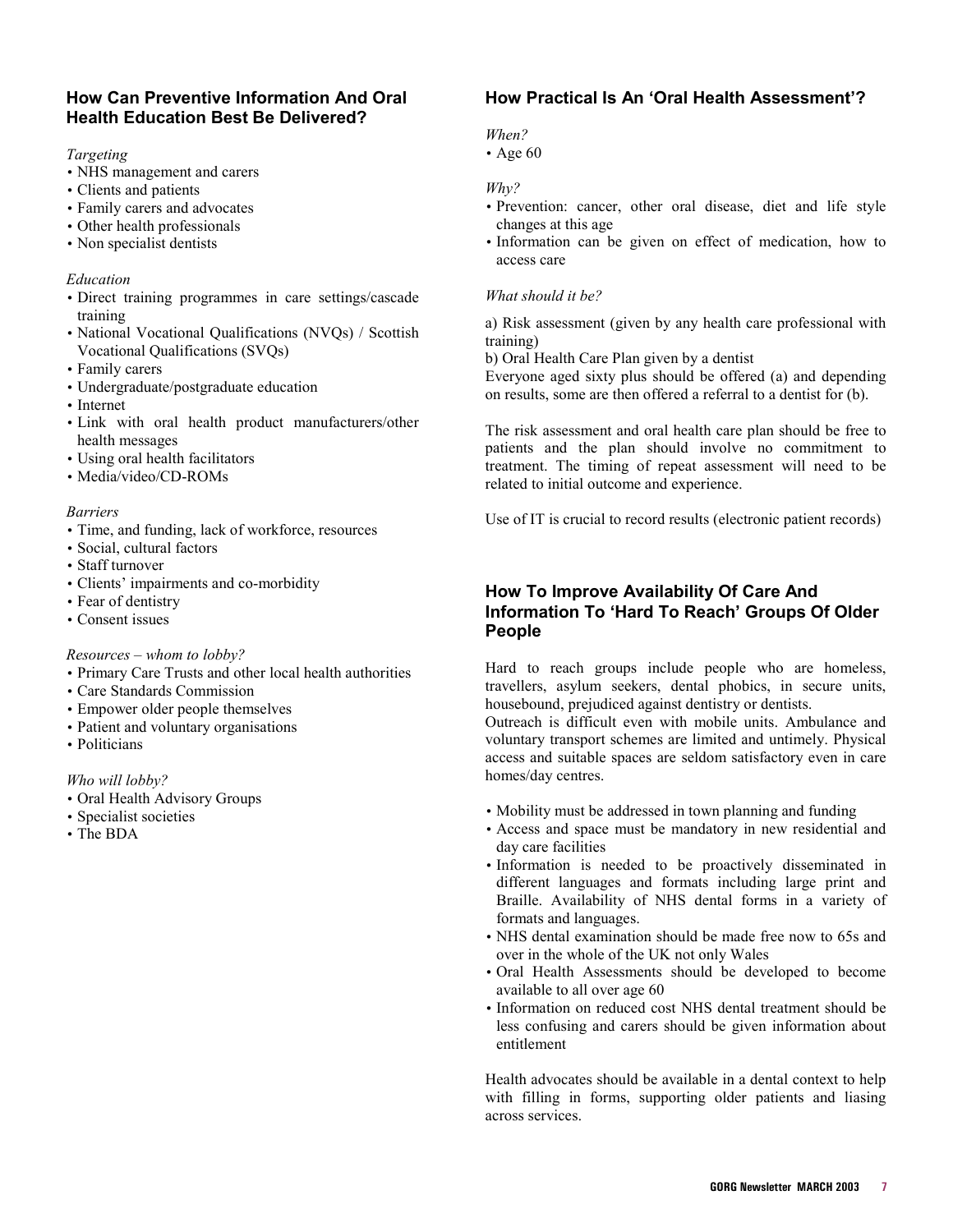## How Can Preventive Information And Oral Health Education Best Be Delivered?

*Targeting*

- NHS management and carers
- Clients and patients
- Family carers and advocates
- Other health professionals
- Non specialist dentists

*Education*

- Direct training programmes in care settings/cascade training
- National Vocational Qualifications (NVQs) / Scottish Vocational Qualifications (SVQs)
- Family carers
- Undergraduate/postgraduate education
- Internet
- Link with oral health product manufacturers/other health messages
- Using oral health facilitators
- Media/video/CD-ROMs

*Barriers*

- Time, and funding, lack of workforce, resources
- Social, cultural factors
- Staff turnover
- Clients' impairments and co-morbidity
- Fear of dentistry
- Consent issues

*Resources – whom to lobby?*

- Primary Care Trusts and other local health authorities
- Care Standards Commission
- Empower older people themselves
- Patient and voluntary organisations
- Politicians

*Who will lobby?*

- Oral Health Advisory Groups
- Specialist societies
- The BDA

## How Practical Is An 'Oral Health Assessment'?

*When?*

- Age 60

*Why?*

- Prevention: cancer, other oral disease, diet and life style changes at this age
- Information can be given on effect of medication, how to access care

*What should it be?*

a) Risk assessment (given by any health care professional with training)

b) Oral Health Care Plan given by a dentist

Everyone aged sixty plus should be offered (a) and depending on results, some are then offered a referral to a dentist for (b).

The risk assessment and oral health care plan should be free to patients and the plan should involve no commitment to treatment. The timing of repeat assessment will need to be related to initial outcome and experience.

Use of IT is crucial to record results (electronic patient records)

## How To Improve Availability Of Care And Information To 'Hard To Reach' Groups Of Older People

Hard to reach groups include people who are homeless, travellers, asylum seekers, dental phobics, in secure units, housebound, prejudiced against dentistry or dentists.

Outreach is difficult even with mobile units. Ambulance and voluntary transport schemes are limited and untimely. Physical access and suitable spaces are seldom satisfactory even in care homes/day centres.

- Mobility must be addressed in town planning and funding
- Access and space must be mandatory in new residential and day care facilities
- Information is needed to be proactively disseminated in different languages and formats including large print and Braille. Availability of NHS dental forms in a variety of formats and languages.
- NHS dental examination should be made free now to 65s and over in the whole of the UK not only Wales
- Oral Health Assessments should be developed to become available to all over age 60
- Information on reduced cost NHS dental treatment should be less confusing and carers should be given information about entitlement

Health advocates should be available in a dental context to help with filling in forms, supporting older patients and liasing across services.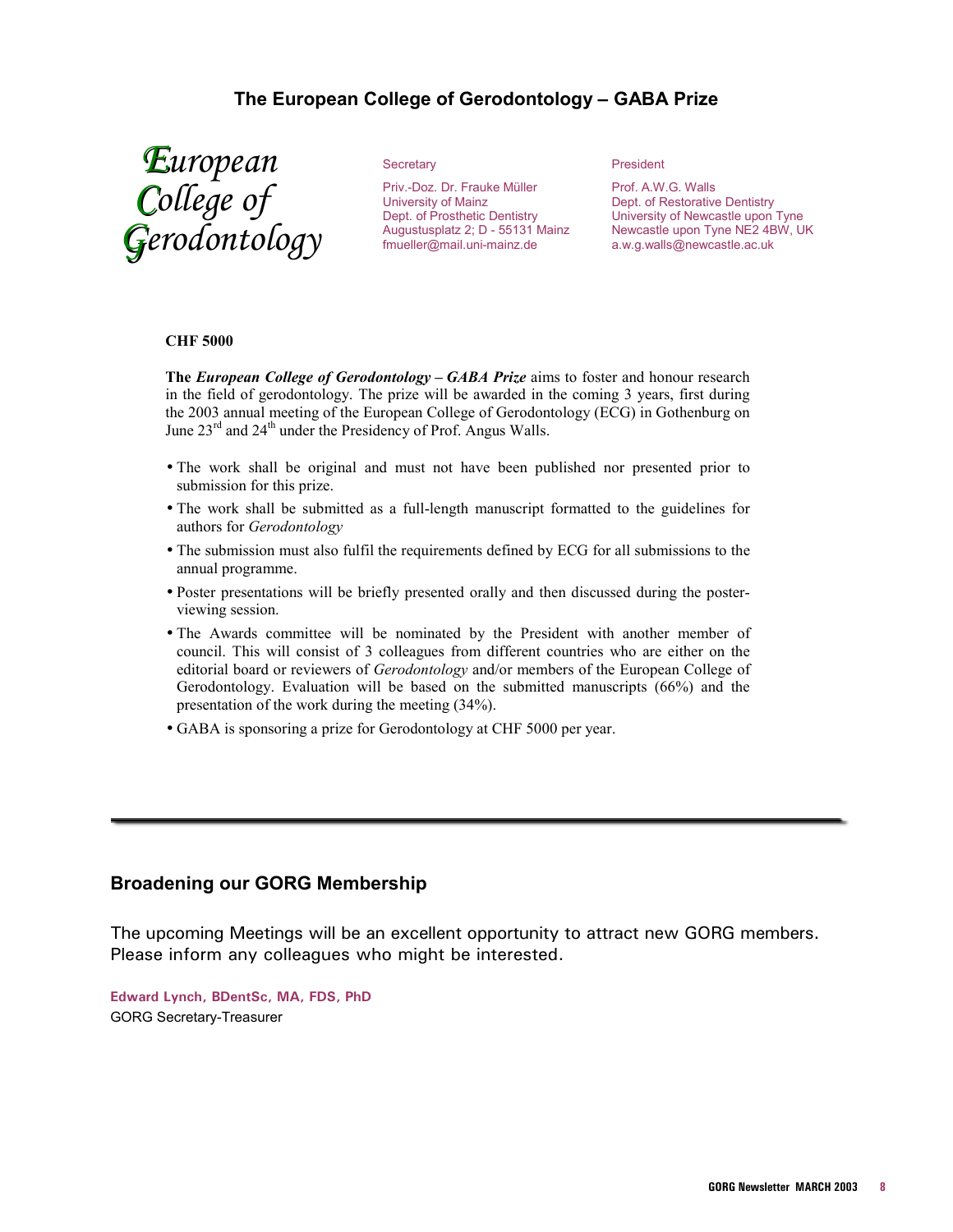## The European College of Gerodontology – GABA Prize

European College of Gerodontology

Secretary

Priv.-Doz. Dr. Frauke Müller
University of Mainz
Dept. of Prosthetic Dentistry
Augustusplatz 2; D - 55131 Mainz
fmueller@mail.uni-mainz.de

President

Prof. A.W.G. Walls
Dept. of Restorative Dentistry
University of Newcastle upon Tyne
Newcastle upon Tyne NE2 4BW, UK
a.w.g.walls@newcastle.ac.uk

**CHF 5000**

**The *European College of Gerodontology – GABA Prize*** aims to foster and honour research in the field of gerodontology. The prize will be awarded in the coming 3 years, first during the 2003 annual meeting of the European College of Gerodontology (ECG) in Gothenburg on June 23rd and 24th under the Presidency of Prof. Angus Walls.

- The work shall be original and must not have been published nor presented prior to submission for this prize.
- The work shall be submitted as a full-length manuscript formatted to the guidelines for authors for *Gerodontology*
- The submission must also fulfil the requirements defined by ECG for all submissions to the annual programme.
- Poster presentations will be briefly presented orally and then discussed during the poster-viewing session.
- The Awards committee will be nominated by the President with another member of council. This will consist of 3 colleagues from different countries who are either on the editorial board or reviewers of *Gerodontology* and/or members of the European College of Gerodontology. Evaluation will be based on the submitted manuscripts (66%) and the presentation of the work during the meeting (34%).
- GABA is sponsoring a prize for Gerodontology at CHF 5000 per year.

---

## Broadening our GORG Membership

The upcoming Meetings will be an excellent opportunity to attract new GORG members. Please inform any colleagues who might be interested.

**Edward Lynch, BDentSc, MA, FDS, PhD**
GORG Secretary-Treasurer